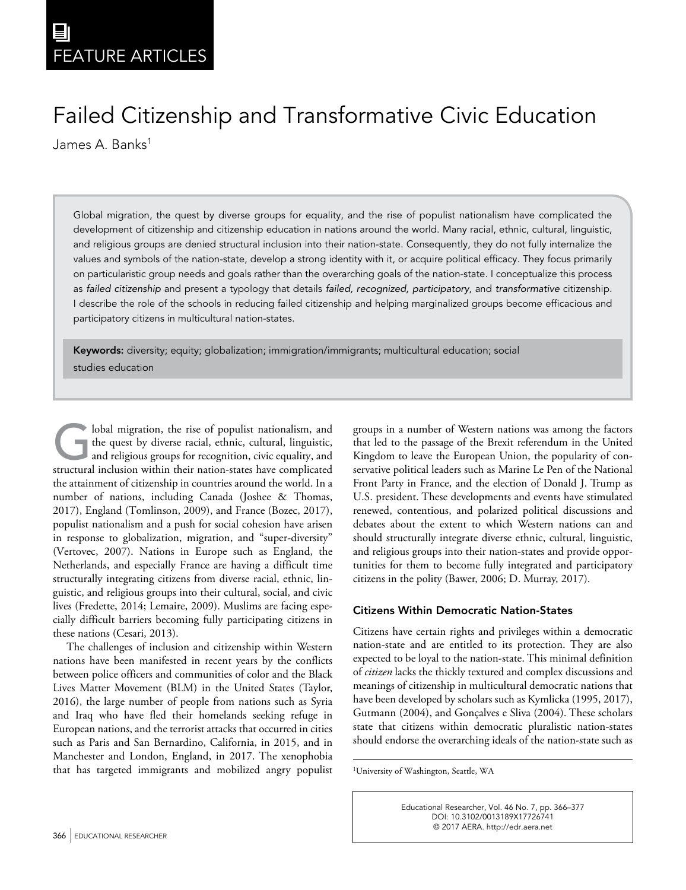FEATURE ARTICLES

# Failed Citizenship and Transformative Civic Education

James A. Banks[1]

Global migration, the quest by diverse groups for equality, and the rise of populist nationalism have complicated the development of citizenship and citizenship education in nations around the world. Many racial, ethnic, cultural, linguistic, and religious groups are denied structural inclusion into their nation-state. Consequently, they do not fully internalize the values and symbols of the nation-state, develop a strong identity with it, or acquire political efficacy. They focus primarily on particularistic group needs and goals rather than the overarching goals of the nation-state. I conceptualize this process as *failed citizenship* and present a typology that details *failed, recognized, participatory*, and *transformative* citizenship. I describe the role of the schools in reducing failed citizenship and helping marginalized groups become efficacious and participatory citizens in multicultural nation-states.

**Keywords:** diversity; equity; globalization; immigration/immigrants; multicultural education; social studies education

Global migration, the rise of populist nationalism, and the quest by diverse racial, ethnic, cultural, linguistic, and religious groups for recognition, civic equality, and structural inclusion within their nation-states have complicated the attainment of citizenship in countries around the world. In a number of nations, including Canada (Joshee & Thomas, 2017), England (Tomlinson, 2009), and France (Bozec, 2017), populist nationalism and a push for social cohesion have arisen in response to globalization, migration, and "super-diversity" (Vertovec, 2007). Nations in Europe such as England, the Netherlands, and especially France are having a difficult time structurally integrating citizens from diverse racial, ethnic, linguistic, and religious groups into their cultural, social, and civic lives (Fredette, 2014; Lemaire, 2009). Muslims are facing especially difficult barriers becoming fully participating citizens in these nations (Cesari, 2013).

The challenges of inclusion and citizenship within Western nations have been manifested in recent years by the conflicts between police officers and communities of color and the Black Lives Matter Movement (BLM) in the United States (Taylor, 2016), the large number of people from nations such as Syria and Iraq who have fled their homelands seeking refuge in European nations, and the terrorist attacks that occurred in cities such as Paris and San Bernardino, California, in 2015, and in Manchester and London, England, in 2017. The xenophobia that has targeted immigrants and mobilized angry populist groups in a number of Western nations was among the factors that led to the passage of the Brexit referendum in the United Kingdom to leave the European Union, the popularity of conservative political leaders such as Marine Le Pen of the National Front Party in France, and the election of Donald J. Trump as U.S. president. These developments and events have stimulated renewed, contentious, and polarized political discussions and debates about the extent to which Western nations can and should structurally integrate diverse ethnic, cultural, linguistic, and religious groups into their nation-states and provide opportunities for them to become fully integrated and participatory citizens in the polity (Bawer, 2006; D. Murray, 2017).

## Citizens Within Democratic Nation-States

Citizens have certain rights and privileges within a democratic nation-state and are entitled to its protection. They are also expected to be loyal to the nation-state. This minimal definition of *citizen* lacks the thickly textured and complex discussions and meanings of citizenship in multicultural democratic nations that have been developed by scholars such as Kymlicka (1995, 2017), Gutmann (2004), and Gonçalves e Sliva (2004). These scholars state that citizens within democratic pluralistic nation-states should endorse the overarching ideals of the nation-state such as

[1]University of Washington, Seattle, WA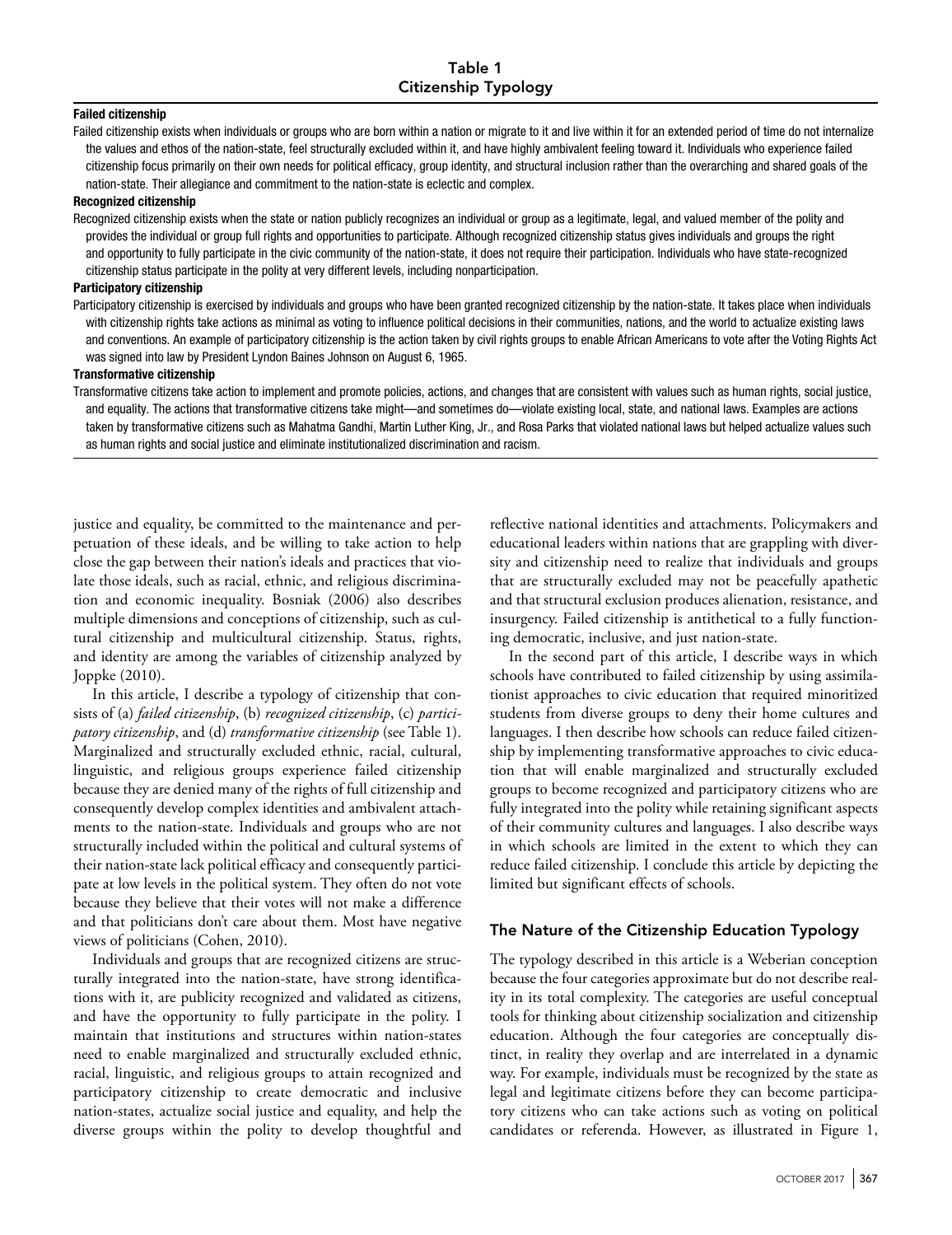**Table 1**
**Citizenship Typology**

**Failed citizenship**

Failed citizenship exists when individuals or groups who are born within a nation or migrate to it and live within it for an extended period of time do not internalize the values and ethos of the nation-state, feel structurally excluded within it, and have highly ambivalent feeling toward it. Individuals who experience failed citizenship focus primarily on their own needs for political efficacy, group identity, and structural inclusion rather than the overarching and shared goals of the nation-state. Their allegiance and commitment to the nation-state is eclectic and complex.

**Recognized citizenship**

Recognized citizenship exists when the state or nation publicly recognizes an individual or group as a legitimate, legal, and valued member of the polity and provides the individual or group full rights and opportunities to participate. Although recognized citizenship status gives individuals and groups the right and opportunity to fully participate in the civic community of the nation-state, it does not require their participation. Individuals who have state-recognized citizenship status participate in the polity at very different levels, including nonparticipation.

**Participatory citizenship**

Participatory citizenship is exercised by individuals and groups who have been granted recognized citizenship by the nation-state. It takes place when individuals with citizenship rights take actions as minimal as voting to influence political decisions in their communities, nations, and the world to actualize existing laws and conventions. An example of participatory citizenship is the action taken by civil rights groups to enable African Americans to vote after the Voting Rights Act was signed into law by President Lyndon Baines Johnson on August 6, 1965.

**Transformative citizenship**

Transformative citizens take action to implement and promote policies, actions, and changes that are consistent with values such as human rights, social justice, and equality. The actions that transformative citizens take might—and sometimes do—violate existing local, state, and national laws. Examples are actions taken by transformative citizens such as Mahatma Gandhi, Martin Luther King, Jr., and Rosa Parks that violated national laws but helped actualize values such as human rights and social justice and eliminate institutionalized discrimination and racism.

justice and equality, be committed to the maintenance and perpetuation of these ideals, and be willing to take action to help close the gap between their nation's ideals and practices that violate those ideals, such as racial, ethnic, and religious discrimination and economic inequality. Bosniak (2006) also describes multiple dimensions and conceptions of citizenship, such as cultural citizenship and multicultural citizenship. Status, rights, and identity are among the variables of citizenship analyzed by Joppke (2010).

In this article, I describe a typology of citizenship that consists of (a) *failed citizenship*, (b) *recognized citizenship*, (c) *participatory citizenship*, and (d) *transformative citizenship* (see Table 1). Marginalized and structurally excluded ethnic, racial, cultural, linguistic, and religious groups experience failed citizenship because they are denied many of the rights of full citizenship and consequently develop complex identities and ambivalent attachments to the nation-state. Individuals and groups who are not structurally included within the political and cultural systems of their nation-state lack political efficacy and consequently participate at low levels in the political system. They often do not vote because they believe that their votes will not make a difference and that politicians don't care about them. Most have negative views of politicians (Cohen, 2010).

Individuals and groups that are recognized citizens are structurally integrated into the nation-state, have strong identifications with it, are publicity recognized and validated as citizens, and have the opportunity to fully participate in the polity. I maintain that institutions and structures within nation-states need to enable marginalized and structurally excluded ethnic, racial, linguistic, and religious groups to attain recognized and participatory citizenship to create democratic and inclusive nation-states, actualize social justice and equality, and help the diverse groups within the polity to develop thoughtful and reflective national identities and attachments. Policymakers and educational leaders within nations that are grappling with diversity and citizenship need to realize that individuals and groups that are structurally excluded may not be peacefully apathetic and that structural exclusion produces alienation, resistance, and insurgency. Failed citizenship is antithetical to a fully functioning democratic, inclusive, and just nation-state.

In the second part of this article, I describe ways in which schools have contributed to failed citizenship by using assimilationist approaches to civic education that required minoritized students from diverse groups to deny their home cultures and languages. I then describe how schools can reduce failed citizenship by implementing transformative approaches to civic education that will enable marginalized and structurally excluded groups to become recognized and participatory citizens who are fully integrated into the polity while retaining significant aspects of their community cultures and languages. I also describe ways in which schools are limited in the extent to which they can reduce failed citizenship. I conclude this article by depicting the limited but significant effects of schools.

## The Nature of the Citizenship Education Typology

The typology described in this article is a Weberian conception because the four categories approximate but do not describe reality in its total complexity. The categories are useful conceptual tools for thinking about citizenship socialization and citizenship education. Although the four categories are conceptually distinct, in reality they overlap and are interrelated in a dynamic way. For example, individuals must be recognized by the state as legal and legitimate citizens before they can become participatory citizens who can take actions such as voting on political candidates or referenda. However, as illustrated in Figure 1,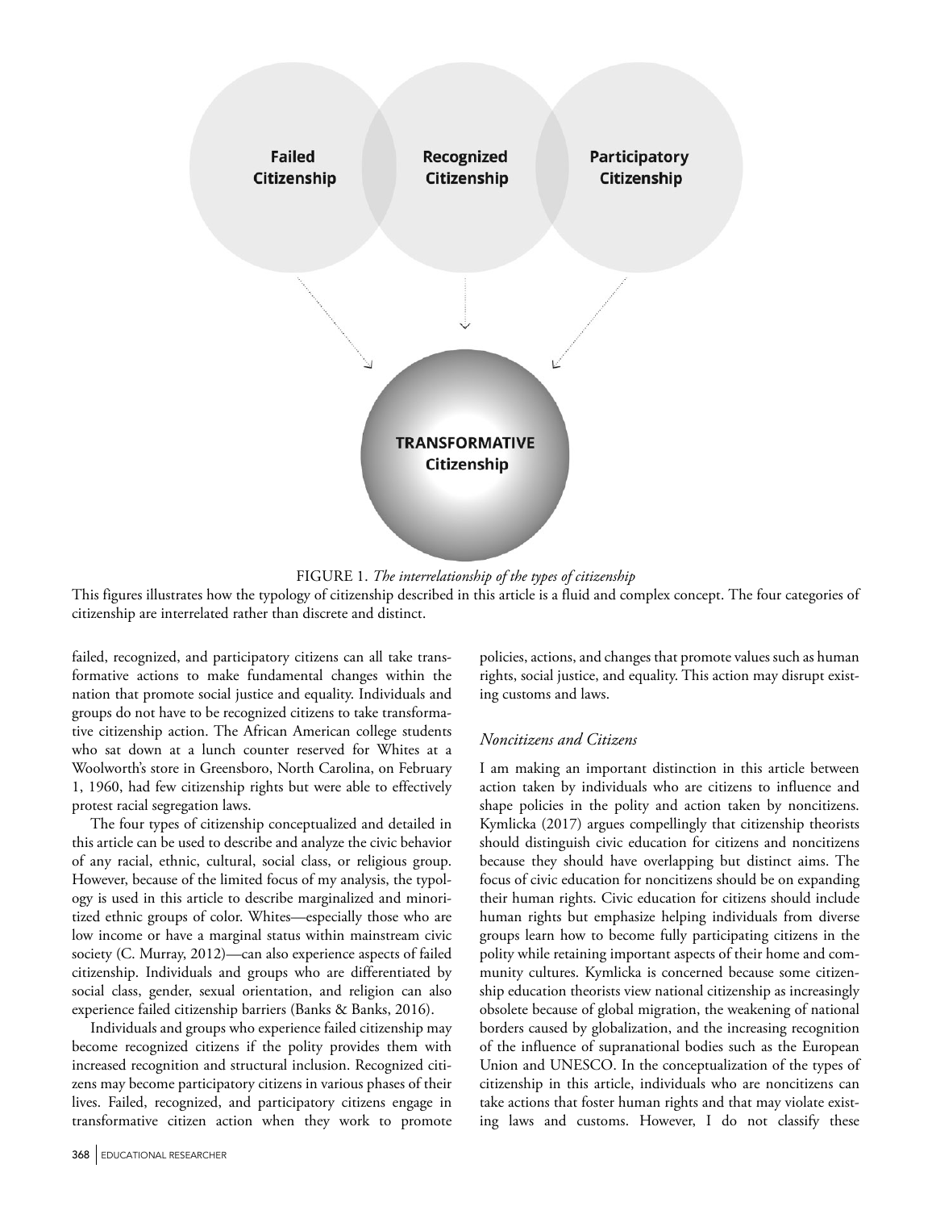FIGURE 1. *The interrelationship of the types of citizenship*

This figures illustrates how the typology of citizenship described in this article is a fluid and complex concept. The four categories of citizenship are interrelated rather than discrete and distinct.

failed, recognized, and participatory citizens can all take transformative actions to make fundamental changes within the nation that promote social justice and equality. Individuals and groups do not have to be recognized citizens to take transformative citizenship action. The African American college students who sat down at a lunch counter reserved for Whites at a Woolworth's store in Greensboro, North Carolina, on February 1, 1960, had few citizenship rights but were able to effectively protest racial segregation laws.

The four types of citizenship conceptualized and detailed in this article can be used to describe and analyze the civic behavior of any racial, ethnic, cultural, social class, or religious group. However, because of the limited focus of my analysis, the typology is used in this article to describe marginalized and minoritized ethnic groups of color. Whites—especially those who are low income or have a marginal status within mainstream civic society (C. Murray, 2012)—can also experience aspects of failed citizenship. Individuals and groups who are differentiated by social class, gender, sexual orientation, and religion can also experience failed citizenship barriers (Banks & Banks, 2016).

Individuals and groups who experience failed citizenship may become recognized citizens if the polity provides them with increased recognition and structural inclusion. Recognized citizens may become participatory citizens in various phases of their lives. Failed, recognized, and participatory citizens engage in transformative citizen action when they work to promote policies, actions, and changes that promote values such as human rights, social justice, and equality. This action may disrupt existing customs and laws.

### *Noncitizens and Citizens*

I am making an important distinction in this article between action taken by individuals who are citizens to influence and shape policies in the polity and action taken by noncitizens. Kymlicka (2017) argues compellingly that citizenship theorists should distinguish civic education for citizens and noncitizens because they should have overlapping but distinct aims. The focus of civic education for noncitizens should be on expanding their human rights. Civic education for citizens should include human rights but emphasize helping individuals from diverse groups learn how to become fully participating citizens in the polity while retaining important aspects of their home and community cultures. Kymlicka is concerned because some citizenship education theorists view national citizenship as increasingly obsolete because of global migration, the weakening of national borders caused by globalization, and the increasing recognition of the influence of supranational bodies such as the European Union and UNESCO. In the conceptualization of the types of citizenship in this article, individuals who are noncitizens can take actions that foster human rights and that may violate existing laws and customs. However, I do not classify these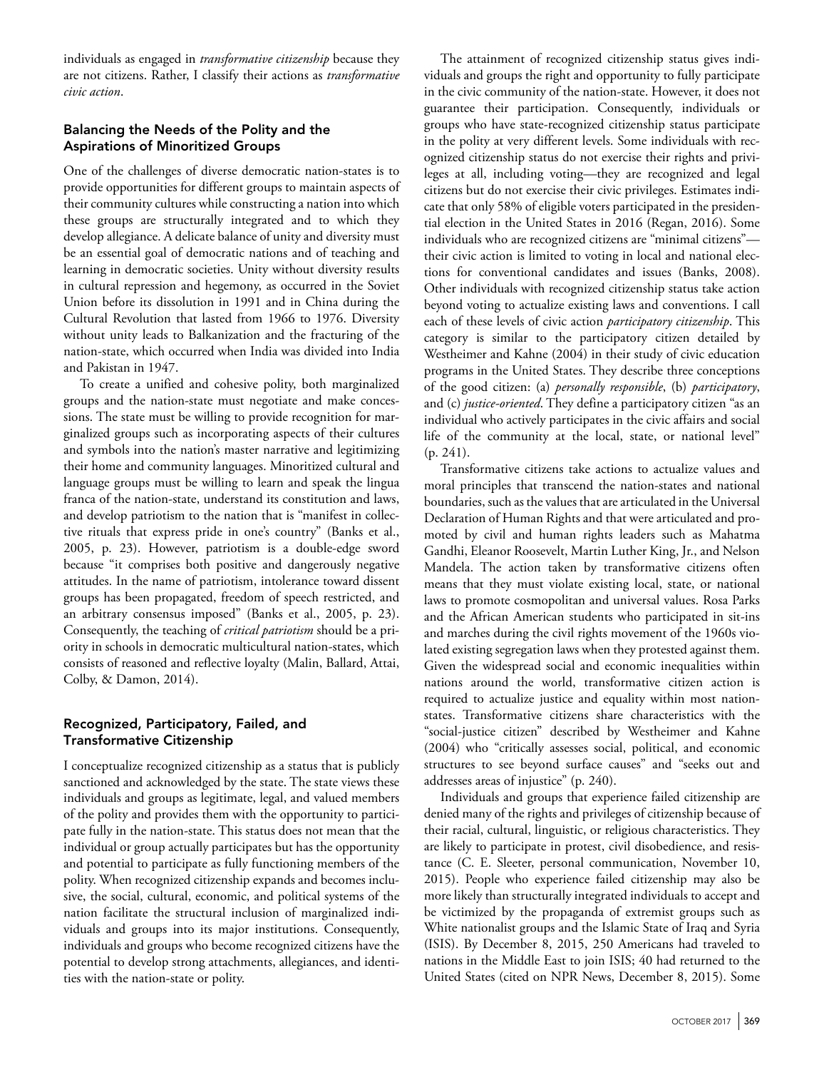individuals as engaged in *transformative citizenship* because they are not citizens. Rather, I classify their actions as *transformative civic action*.

### Balancing the Needs of the Polity and the Aspirations of Minoritized Groups

One of the challenges of diverse democratic nation-states is to provide opportunities for different groups to maintain aspects of their community cultures while constructing a nation into which these groups are structurally integrated and to which they develop allegiance. A delicate balance of unity and diversity must be an essential goal of democratic nations and of teaching and learning in democratic societies. Unity without diversity results in cultural repression and hegemony, as occurred in the Soviet Union before its dissolution in 1991 and in China during the Cultural Revolution that lasted from 1966 to 1976. Diversity without unity leads to Balkanization and the fracturing of the nation-state, which occurred when India was divided into India and Pakistan in 1947.

To create a unified and cohesive polity, both marginalized groups and the nation-state must negotiate and make concessions. The state must be willing to provide recognition for marginalized groups such as incorporating aspects of their cultures and symbols into the nation's master narrative and legitimizing their home and community languages. Minoritized cultural and language groups must be willing to learn and speak the lingua franca of the nation-state, understand its constitution and laws, and develop patriotism to the nation that is "manifest in collective rituals that express pride in one's country" (Banks et al., 2005, p. 23). However, patriotism is a double-edge sword because "it comprises both positive and dangerously negative attitudes. In the name of patriotism, intolerance toward dissent groups has been propagated, freedom of speech restricted, and an arbitrary consensus imposed" (Banks et al., 2005, p. 23). Consequently, the teaching of *critical patriotism* should be a priority in schools in democratic multicultural nation-states, which consists of reasoned and reflective loyalty (Malin, Ballard, Attai, Colby, & Damon, 2014).

### Recognized, Participatory, Failed, and Transformative Citizenship

I conceptualize recognized citizenship as a status that is publicly sanctioned and acknowledged by the state. The state views these individuals and groups as legitimate, legal, and valued members of the polity and provides them with the opportunity to participate fully in the nation-state. This status does not mean that the individual or group actually participates but has the opportunity and potential to participate as fully functioning members of the polity. When recognized citizenship expands and becomes inclusive, the social, cultural, economic, and political systems of the nation facilitate the structural inclusion of marginalized individuals and groups into its major institutions. Consequently, individuals and groups who become recognized citizens have the potential to develop strong attachments, allegiances, and identities with the nation-state or polity.

The attainment of recognized citizenship status gives individuals and groups the right and opportunity to fully participate in the civic community of the nation-state. However, it does not guarantee their participation. Consequently, individuals or groups who have state-recognized citizenship status participate in the polity at very different levels. Some individuals with recognized citizenship status do not exercise their rights and privileges at all, including voting—they are recognized and legal citizens but do not exercise their civic privileges. Estimates indicate that only 58% of eligible voters participated in the presidential election in the United States in 2016 (Regan, 2016). Some individuals who are recognized citizens are "minimal citizens"—their civic action is limited to voting in local and national elections for conventional candidates and issues (Banks, 2008). Other individuals with recognized citizenship status take action beyond voting to actualize existing laws and conventions. I call each of these levels of civic action *participatory citizenship*. This category is similar to the participatory citizen detailed by Westheimer and Kahne (2004) in their study of civic education programs in the United States. They describe three conceptions of the good citizen: (a) *personally responsible*, (b) *participatory*, and (c) *justice-oriented*. They define a participatory citizen "as an individual who actively participates in the civic affairs and social life of the community at the local, state, or national level" (p. 241).

Transformative citizens take actions to actualize values and moral principles that transcend the nation-states and national boundaries, such as the values that are articulated in the Universal Declaration of Human Rights and that were articulated and promoted by civil and human rights leaders such as Mahatma Gandhi, Eleanor Roosevelt, Martin Luther King, Jr., and Nelson Mandela. The action taken by transformative citizens often means that they must violate existing local, state, or national laws to promote cosmopolitan and universal values. Rosa Parks and the African American students who participated in sit-ins and marches during the civil rights movement of the 1960s violated existing segregation laws when they protested against them. Given the widespread social and economic inequalities within nations around the world, transformative citizen action is required to actualize justice and equality within most nation-states. Transformative citizens share characteristics with the "social-justice citizen" described by Westheimer and Kahne (2004) who "critically assesses social, political, and economic structures to see beyond surface causes" and "seeks out and addresses areas of injustice" (p. 240).

Individuals and groups that experience failed citizenship are denied many of the rights and privileges of citizenship because of their racial, cultural, linguistic, or religious characteristics. They are likely to participate in protest, civil disobedience, and resistance (C. E. Sleeter, personal communication, November 10, 2015). People who experience failed citizenship may also be more likely than structurally integrated individuals to accept and be victimized by the propaganda of extremist groups such as White nationalist groups and the Islamic State of Iraq and Syria (ISIS). By December 8, 2015, 250 Americans had traveled to nations in the Middle East to join ISIS; 40 had returned to the United States (cited on NPR News, December 8, 2015). Some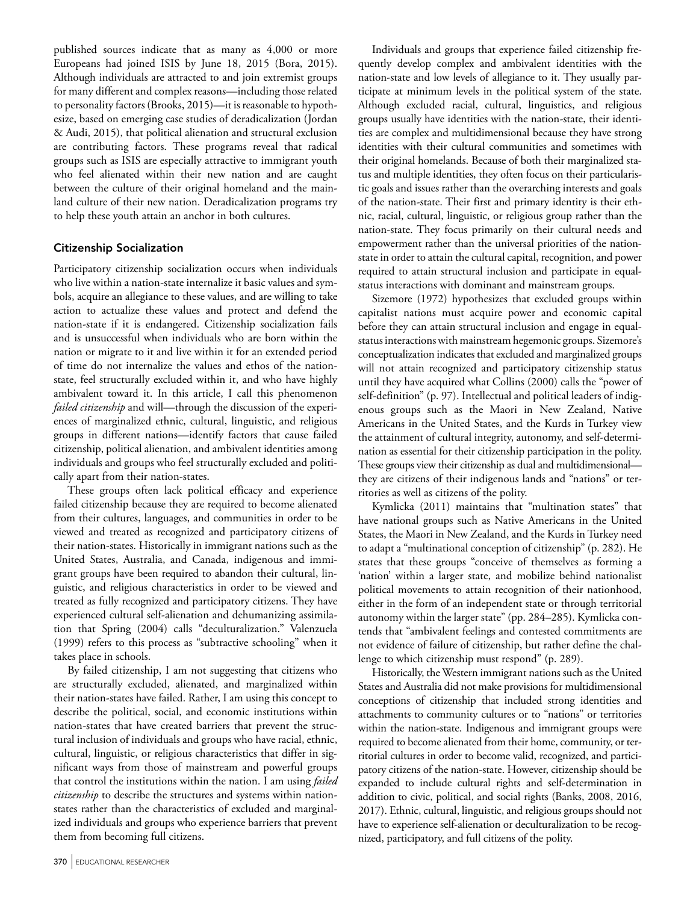published sources indicate that as many as 4,000 or more Europeans had joined ISIS by June 18, 2015 (Bora, 2015). Although individuals are attracted to and join extremist groups for many different and complex reasons—including those related to personality factors (Brooks, 2015)—it is reasonable to hypothesize, based on emerging case studies of deradicalization (Jordan & Audi, 2015), that political alienation and structural exclusion are contributing factors. These programs reveal that radical groups such as ISIS are especially attractive to immigrant youth who feel alienated within their new nation and are caught between the culture of their original homeland and the mainland culture of their new nation. Deradicalization programs try to help these youth attain an anchor in both cultures.

## Citizenship Socialization

Participatory citizenship socialization occurs when individuals who live within a nation-state internalize it basic values and symbols, acquire an allegiance to these values, and are willing to take action to actualize these values and protect and defend the nation-state if it is endangered. Citizenship socialization fails and is unsuccessful when individuals who are born within the nation or migrate to it and live within it for an extended period of time do not internalize the values and ethos of the nation-state, feel structurally excluded within it, and who have highly ambivalent toward it. In this article, I call this phenomenon *failed citizenship* and will—through the discussion of the experiences of marginalized ethnic, cultural, linguistic, and religious groups in different nations—identify factors that cause failed citizenship, political alienation, and ambivalent identities among individuals and groups who feel structurally excluded and politically apart from their nation-states.

These groups often lack political efficacy and experience failed citizenship because they are required to become alienated from their cultures, languages, and communities in order to be viewed and treated as recognized and participatory citizens of their nation-states. Historically in immigrant nations such as the United States, Australia, and Canada, indigenous and immigrant groups have been required to abandon their cultural, linguistic, and religious characteristics in order to be viewed and treated as fully recognized and participatory citizens. They have experienced cultural self-alienation and dehumanizing assimilation that Spring (2004) calls "deculturalization." Valenzuela (1999) refers to this process as "subtractive schooling" when it takes place in schools.

By failed citizenship, I am not suggesting that citizens who are structurally excluded, alienated, and marginalized within their nation-states have failed. Rather, I am using this concept to describe the political, social, and economic institutions within nation-states that have created barriers that prevent the structural inclusion of individuals and groups who have racial, ethnic, cultural, linguistic, or religious characteristics that differ in significant ways from those of mainstream and powerful groups that control the institutions within the nation. I am using *failed citizenship* to describe the structures and systems within nation-states rather than the characteristics of excluded and marginalized individuals and groups who experience barriers that prevent them from becoming full citizens.

Individuals and groups that experience failed citizenship frequently develop complex and ambivalent identities with the nation-state and low levels of allegiance to it. They usually participate at minimum levels in the political system of the state. Although excluded racial, cultural, linguistics, and religious groups usually have identities with the nation-state, their identities are complex and multidimensional because they have strong identities with their cultural communities and sometimes with their original homelands. Because of both their marginalized status and multiple identities, they often focus on their particularistic goals and issues rather than the overarching interests and goals of the nation-state. Their first and primary identity is their ethnic, racial, cultural, linguistic, or religious group rather than the nation-state. They focus primarily on their cultural needs and empowerment rather than the universal priorities of the nation-state in order to attain the cultural capital, recognition, and power required to attain structural inclusion and participate in equal-status interactions with dominant and mainstream groups.

Sizemore (1972) hypothesizes that excluded groups within capitalist nations must acquire power and economic capital before they can attain structural inclusion and engage in equal-status interactions with mainstream hegemonic groups. Sizemore's conceptualization indicates that excluded and marginalized groups will not attain recognized and participatory citizenship status until they have acquired what Collins (2000) calls the "power of self-definition" (p. 97). Intellectual and political leaders of indigenous groups such as the Maori in New Zealand, Native Americans in the United States, and the Kurds in Turkey view the attainment of cultural integrity, autonomy, and self-determination as essential for their citizenship participation in the polity. These groups view their citizenship as dual and multidimensional—they are citizens of their indigenous lands and "nations" or territories as well as citizens of the polity.

Kymlicka (2011) maintains that "multination states" that have national groups such as Native Americans in the United States, the Maori in New Zealand, and the Kurds in Turkey need to adapt a "multinational conception of citizenship" (p. 282). He states that these groups "conceive of themselves as forming a 'nation' within a larger state, and mobilize behind nationalist political movements to attain recognition of their nationhood, either in the form of an independent state or through territorial autonomy within the larger state" (pp. 284–285). Kymlicka contends that "ambivalent feelings and contested commitments are not evidence of failure of citizenship, but rather define the challenge to which citizenship must respond" (p. 289).

Historically, the Western immigrant nations such as the United States and Australia did not make provisions for multidimensional conceptions of citizenship that included strong identities and attachments to community cultures or to "nations" or territories within the nation-state. Indigenous and immigrant groups were required to become alienated from their home, community, or territorial cultures in order to become valid, recognized, and participatory citizens of the nation-state. However, citizenship should be expanded to include cultural rights and self-determination in addition to civic, political, and social rights (Banks, 2008, 2016, 2017). Ethnic, cultural, linguistic, and religious groups should not have to experience self-alienation or deculturalization to be recognized, participatory, and full citizens of the polity.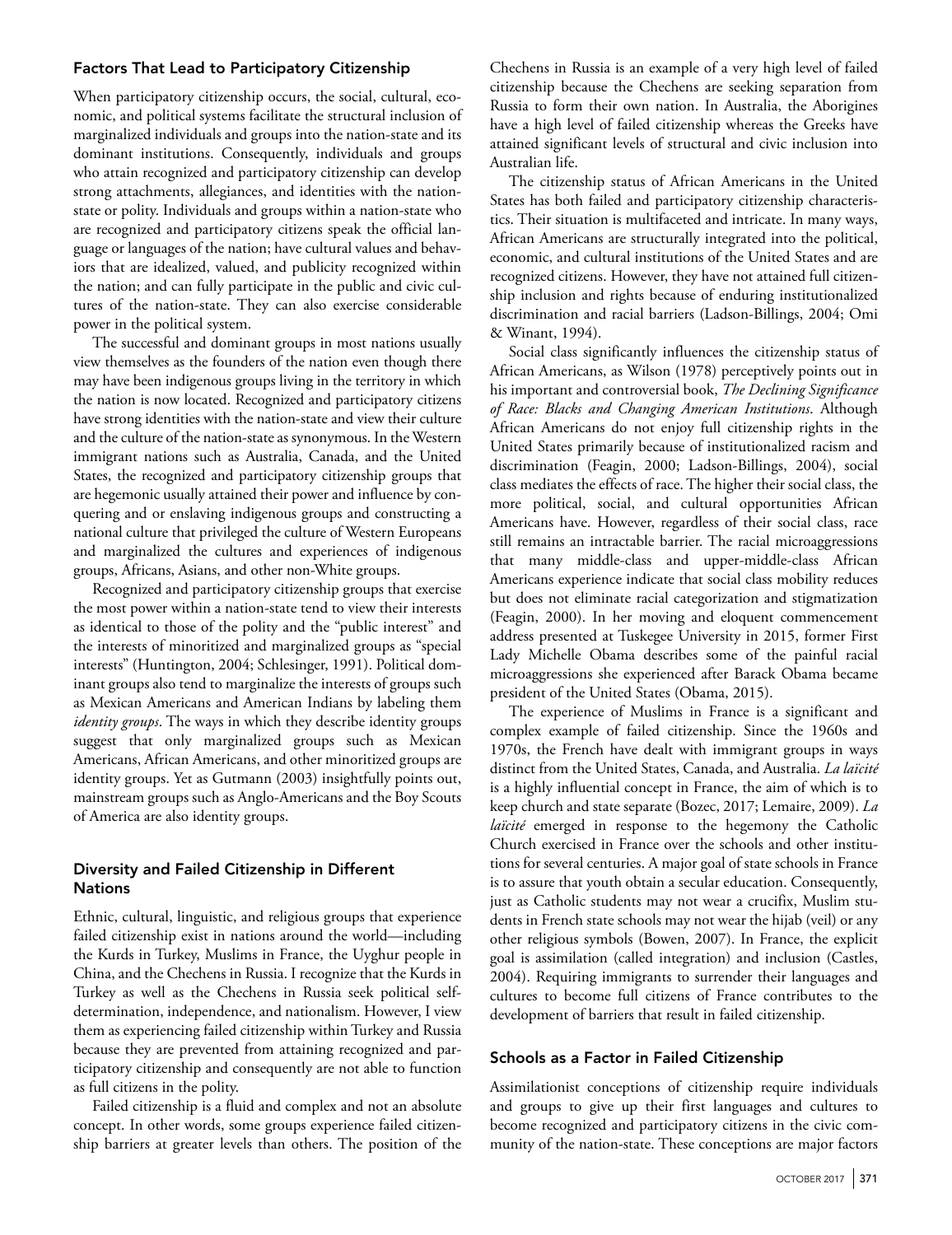### Factors That Lead to Participatory Citizenship

When participatory citizenship occurs, the social, cultural, economic, and political systems facilitate the structural inclusion of marginalized individuals and groups into the nation-state and its dominant institutions. Consequently, individuals and groups who attain recognized and participatory citizenship can develop strong attachments, allegiances, and identities with the nation-state or polity. Individuals and groups within a nation-state who are recognized and participatory citizens speak the official language or languages of the nation; have cultural values and behaviors that are idealized, valued, and publicity recognized within the nation; and can fully participate in the public and civic cultures of the nation-state. They can also exercise considerable power in the political system.

The successful and dominant groups in most nations usually view themselves as the founders of the nation even though there may have been indigenous groups living in the territory in which the nation is now located. Recognized and participatory citizens have strong identities with the nation-state and view their culture and the culture of the nation-state as synonymous. In the Western immigrant nations such as Australia, Canada, and the United States, the recognized and participatory citizenship groups that are hegemonic usually attained their power and influence by conquering and or enslaving indigenous groups and constructing a national culture that privileged the culture of Western Europeans and marginalized the cultures and experiences of indigenous groups, Africans, Asians, and other non-White groups.

Recognized and participatory citizenship groups that exercise the most power within a nation-state tend to view their interests as identical to those of the polity and the "public interest" and the interests of minoritized and marginalized groups as "special interests" (Huntington, 2004; Schlesinger, 1991). Political dominant groups also tend to marginalize the interests of groups such as Mexican Americans and American Indians by labeling them *identity groups*. The ways in which they describe identity groups suggest that only marginalized groups such as Mexican Americans, African Americans, and other minoritized groups are identity groups. Yet as Gutmann (2003) insightfully points out, mainstream groups such as Anglo-Americans and the Boy Scouts of America are also identity groups.

### Diversity and Failed Citizenship in Different Nations

Ethnic, cultural, linguistic, and religious groups that experience failed citizenship exist in nations around the world—including the Kurds in Turkey, Muslims in France, the Uyghur people in China, and the Chechens in Russia. I recognize that the Kurds in Turkey as well as the Chechens in Russia seek political self-determination, independence, and nationalism. However, I view them as experiencing failed citizenship within Turkey and Russia because they are prevented from attaining recognized and participatory citizenship and consequently are not able to function as full citizens in the polity.

Failed citizenship is a fluid and complex and not an absolute concept. In other words, some groups experience failed citizenship barriers at greater levels than others. The position of the Chechens in Russia is an example of a very high level of failed citizenship because the Chechens are seeking separation from Russia to form their own nation. In Australia, the Aborigines have a high level of failed citizenship whereas the Greeks have attained significant levels of structural and civic inclusion into Australian life.

The citizenship status of African Americans in the United States has both failed and participatory citizenship characteristics. Their situation is multifaceted and intricate. In many ways, African Americans are structurally integrated into the political, economic, and cultural institutions of the United States and are recognized citizens. However, they have not attained full citizenship inclusion and rights because of enduring institutionalized discrimination and racial barriers (Ladson-Billings, 2004; Omi & Winant, 1994).

Social class significantly influences the citizenship status of African Americans, as Wilson (1978) perceptively points out in his important and controversial book, *The Declining Significance of Race: Blacks and Changing American Institutions*. Although African Americans do not enjoy full citizenship rights in the United States primarily because of institutionalized racism and discrimination (Feagin, 2000; Ladson-Billings, 2004), social class mediates the effects of race. The higher their social class, the more political, social, and cultural opportunities African Americans have. However, regardless of their social class, race still remains an intractable barrier. The racial microaggressions that many middle-class and upper-middle-class African Americans experience indicate that social class mobility reduces but does not eliminate racial categorization and stigmatization (Feagin, 2000). In her moving and eloquent commencement address presented at Tuskegee University in 2015, former First Lady Michelle Obama describes some of the painful racial microaggressions she experienced after Barack Obama became president of the United States (Obama, 2015).

The experience of Muslims in France is a significant and complex example of failed citizenship. Since the 1960s and 1970s, the French have dealt with immigrant groups in ways distinct from the United States, Canada, and Australia. *La laïcité* is a highly influential concept in France, the aim of which is to keep church and state separate (Bozec, 2017; Lemaire, 2009). *La laïcité* emerged in response to the hegemony the Catholic Church exercised in France over the schools and other institutions for several centuries. A major goal of state schools in France is to assure that youth obtain a secular education. Consequently, just as Catholic students may not wear a crucifix, Muslim students in French state schools may not wear the hijab (veil) or any other religious symbols (Bowen, 2007). In France, the explicit goal is assimilation (called integration) and inclusion (Castles, 2004). Requiring immigrants to surrender their languages and cultures to become full citizens of France contributes to the development of barriers that result in failed citizenship.

### Schools as a Factor in Failed Citizenship

Assimilationist conceptions of citizenship require individuals and groups to give up their first languages and cultures to become recognized and participatory citizens in the civic community of the nation-state. These conceptions are major factors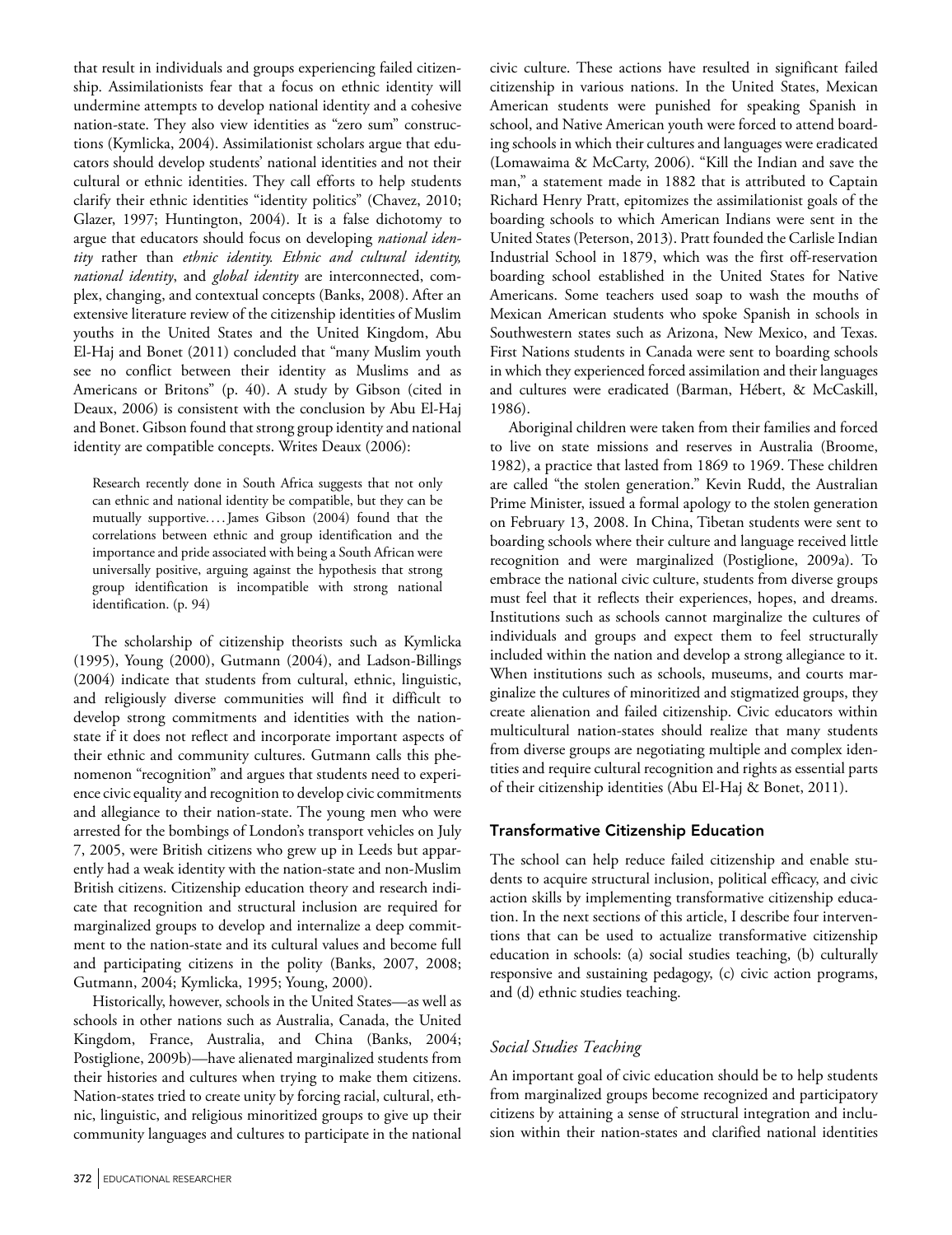that result in individuals and groups experiencing failed citizenship. Assimilationists fear that a focus on ethnic identity will undermine attempts to develop national identity and a cohesive nation-state. They also view identities as "zero sum" constructions (Kymlicka, 2004). Assimilationist scholars argue that educators should develop students' national identities and not their cultural or ethnic identities. They call efforts to help students clarify their ethnic identities "identity politics" (Chavez, 2010; Glazer, 1997; Huntington, 2004). It is a false dichotomy to argue that educators should focus on developing *national identity* rather than *ethnic identity. Ethnic and cultural identity, national identity*, and *global identity* are interconnected, complex, changing, and contextual concepts (Banks, 2008). After an extensive literature review of the citizenship identities of Muslim youths in the United States and the United Kingdom, Abu El-Haj and Bonet (2011) concluded that "many Muslim youth see no conflict between their identity as Muslims and as Americans or Britons" (p. 40). A study by Gibson (cited in Deaux, 2006) is consistent with the conclusion by Abu El-Haj and Bonet. Gibson found that strong group identity and national identity are compatible concepts. Writes Deaux (2006):

> Research recently done in South Africa suggests that not only can ethnic and national identity be compatible, but they can be mutually supportive. . . . James Gibson (2004) found that the correlations between ethnic and group identification and the importance and pride associated with being a South African were universally positive, arguing against the hypothesis that strong group identification is incompatible with strong national identification. (p. 94)

The scholarship of citizenship theorists such as Kymlicka (1995), Young (2000), Gutmann (2004), and Ladson-Billings (2004) indicate that students from cultural, ethnic, linguistic, and religiously diverse communities will find it difficult to develop strong commitments and identities with the nation-state if it does not reflect and incorporate important aspects of their ethnic and community cultures. Gutmann calls this phenomenon "recognition" and argues that students need to experience civic equality and recognition to develop civic commitments and allegiance to their nation-state. The young men who were arrested for the bombings of London's transport vehicles on July 7, 2005, were British citizens who grew up in Leeds but apparently had a weak identity with the nation-state and non-Muslim British citizens. Citizenship education theory and research indicate that recognition and structural inclusion are required for marginalized groups to develop and internalize a deep commitment to the nation-state and its cultural values and become full and participating citizens in the polity (Banks, 2007, 2008; Gutmann, 2004; Kymlicka, 1995; Young, 2000).

Historically, however, schools in the United States—as well as schools in other nations such as Australia, Canada, the United Kingdom, France, Australia, and China (Banks, 2004; Postiglione, 2009b)—have alienated marginalized students from their histories and cultures when trying to make them citizens. Nation-states tried to create unity by forcing racial, cultural, ethnic, linguistic, and religious minoritized groups to give up their community languages and cultures to participate in the national civic culture. These actions have resulted in significant failed citizenship in various nations. In the United States, Mexican American students were punished for speaking Spanish in school, and Native American youth were forced to attend boarding schools in which their cultures and languages were eradicated (Lomawaima & McCarty, 2006). "Kill the Indian and save the man," a statement made in 1882 that is attributed to Captain Richard Henry Pratt, epitomizes the assimilationist goals of the boarding schools to which American Indians were sent in the United States (Peterson, 2013). Pratt founded the Carlisle Indian Industrial School in 1879, which was the first off-reservation boarding school established in the United States for Native Americans. Some teachers used soap to wash the mouths of Mexican American students who spoke Spanish in schools in Southwestern states such as Arizona, New Mexico, and Texas. First Nations students in Canada were sent to boarding schools in which they experienced forced assimilation and their languages and cultures were eradicated (Barman, Hébert, & McCaskill, 1986).

Aboriginal children were taken from their families and forced to live on state missions and reserves in Australia (Broome, 1982), a practice that lasted from 1869 to 1969. These children are called "the stolen generation." Kevin Rudd, the Australian Prime Minister, issued a formal apology to the stolen generation on February 13, 2008. In China, Tibetan students were sent to boarding schools where their culture and language received little recognition and were marginalized (Postiglione, 2009a). To embrace the national civic culture, students from diverse groups must feel that it reflects their experiences, hopes, and dreams. Institutions such as schools cannot marginalize the cultures of individuals and groups and expect them to feel structurally included within the nation and develop a strong allegiance to it. When institutions such as schools, museums, and courts marginalize the cultures of minoritized and stigmatized groups, they create alienation and failed citizenship. Civic educators within multicultural nation-states should realize that many students from diverse groups are negotiating multiple and complex identities and require cultural recognition and rights as essential parts of their citizenship identities (Abu El-Haj & Bonet, 2011).

## Transformative Citizenship Education

The school can help reduce failed citizenship and enable students to acquire structural inclusion, political efficacy, and civic action skills by implementing transformative citizenship education. In the next sections of this article, I describe four interventions that can be used to actualize transformative citizenship education in schools: (a) social studies teaching, (b) culturally responsive and sustaining pedagogy, (c) civic action programs, and (d) ethnic studies teaching.

### *Social Studies Teaching*

An important goal of civic education should be to help students from marginalized groups become recognized and participatory citizens by attaining a sense of structural integration and inclusion within their nation-states and clarified national identities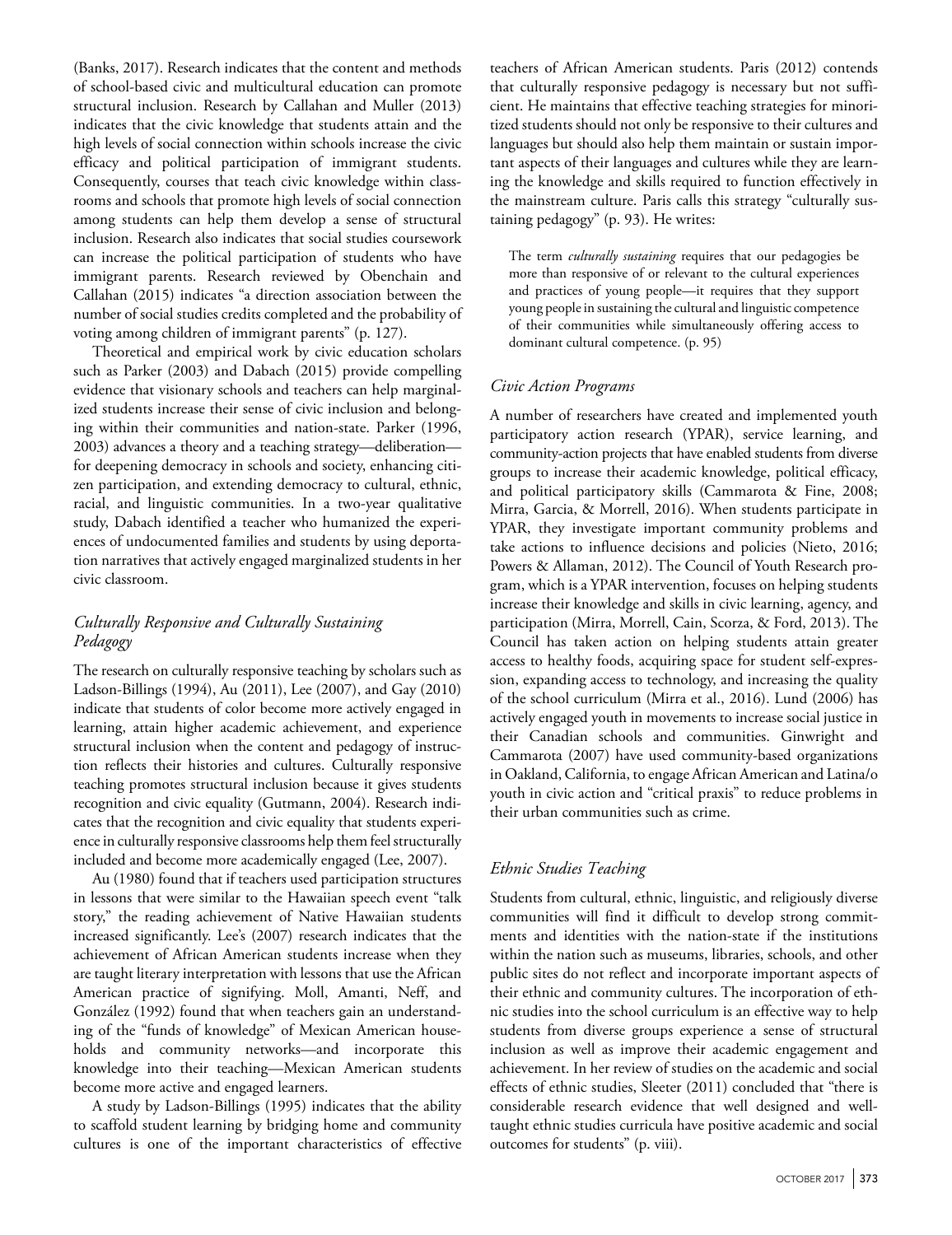(Banks, 2017). Research indicates that the content and methods of school-based civic and multicultural education can promote structural inclusion. Research by Callahan and Muller (2013) indicates that the civic knowledge that students attain and the high levels of social connection within schools increase the civic efficacy and political participation of immigrant students. Consequently, courses that teach civic knowledge within classrooms and schools that promote high levels of social connection among students can help them develop a sense of structural inclusion. Research also indicates that social studies coursework can increase the political participation of students who have immigrant parents. Research reviewed by Obenchain and Callahan (2015) indicates "a direction association between the number of social studies credits completed and the probability of voting among children of immigrant parents" (p. 127).

Theoretical and empirical work by civic education scholars such as Parker (2003) and Dabach (2015) provide compelling evidence that visionary schools and teachers can help marginalized students increase their sense of civic inclusion and belonging within their communities and nation-state. Parker (1996, 2003) advances a theory and a teaching strategy—deliberation—for deepening democracy in schools and society, enhancing citizen participation, and extending democracy to cultural, ethnic, racial, and linguistic communities. In a two-year qualitative study, Dabach identified a teacher who humanized the experiences of undocumented families and students by using deportation narratives that actively engaged marginalized students in her civic classroom.

### *Culturally Responsive and Culturally Sustaining Pedagogy*

The research on culturally responsive teaching by scholars such as Ladson-Billings (1994), Au (2011), Lee (2007), and Gay (2010) indicate that students of color become more actively engaged in learning, attain higher academic achievement, and experience structural inclusion when the content and pedagogy of instruction reflects their histories and cultures. Culturally responsive teaching promotes structural inclusion because it gives students recognition and civic equality (Gutmann, 2004). Research indicates that the recognition and civic equality that students experience in culturally responsive classrooms help them feel structurally included and become more academically engaged (Lee, 2007).

Au (1980) found that if teachers used participation structures in lessons that were similar to the Hawaiian speech event "talk story," the reading achievement of Native Hawaiian students increased significantly. Lee's (2007) research indicates that the achievement of African American students increase when they are taught literary interpretation with lessons that use the African American practice of signifying. Moll, Amanti, Neff, and González (1992) found that when teachers gain an understanding of the "funds of knowledge" of Mexican American households and community networks—and incorporate this knowledge into their teaching—Mexican American students become more active and engaged learners.

A study by Ladson-Billings (1995) indicates that the ability to scaffold student learning by bridging home and community cultures is one of the important characteristics of effective teachers of African American students. Paris (2012) contends that culturally responsive pedagogy is necessary but not sufficient. He maintains that effective teaching strategies for minoritized students should not only be responsive to their cultures and languages but should also help them maintain or sustain important aspects of their languages and cultures while they are learning the knowledge and skills required to function effectively in the mainstream culture. Paris calls this strategy "culturally sustaining pedagogy" (p. 93). He writes:

> The term *culturally sustaining* requires that our pedagogies be more than responsive of or relevant to the cultural experiences and practices of young people—it requires that they support young people in sustaining the cultural and linguistic competence of their communities while simultaneously offering access to dominant cultural competence. (p. 95)

### *Civic Action Programs*

A number of researchers have created and implemented youth participatory action research (YPAR), service learning, and community-action projects that have enabled students from diverse groups to increase their academic knowledge, political efficacy, and political participatory skills (Cammarota & Fine, 2008; Mirra, Garcia, & Morrell, 2016). When students participate in YPAR, they investigate important community problems and take actions to influence decisions and policies (Nieto, 2016; Powers & Allaman, 2012). The Council of Youth Research program, which is a YPAR intervention, focuses on helping students increase their knowledge and skills in civic learning, agency, and participation (Mirra, Morrell, Cain, Scorza, & Ford, 2013). The Council has taken action on helping students attain greater access to healthy foods, acquiring space for student self-expression, expanding access to technology, and increasing the quality of the school curriculum (Mirra et al., 2016). Lund (2006) has actively engaged youth in movements to increase social justice in their Canadian schools and communities. Ginwright and Cammarota (2007) have used community-based organizations in Oakland, California, to engage African American and Latina/o youth in civic action and "critical praxis" to reduce problems in their urban communities such as crime.

### *Ethnic Studies Teaching*

Students from cultural, ethnic, linguistic, and religiously diverse communities will find it difficult to develop strong commitments and identities with the nation-state if the institutions within the nation such as museums, libraries, schools, and other public sites do not reflect and incorporate important aspects of their ethnic and community cultures. The incorporation of ethnic studies into the school curriculum is an effective way to help students from diverse groups experience a sense of structural inclusion as well as improve their academic engagement and achievement. In her review of studies on the academic and social effects of ethnic studies, Sleeter (2011) concluded that "there is considerable research evidence that well designed and well-taught ethnic studies curricula have positive academic and social outcomes for students" (p. viii).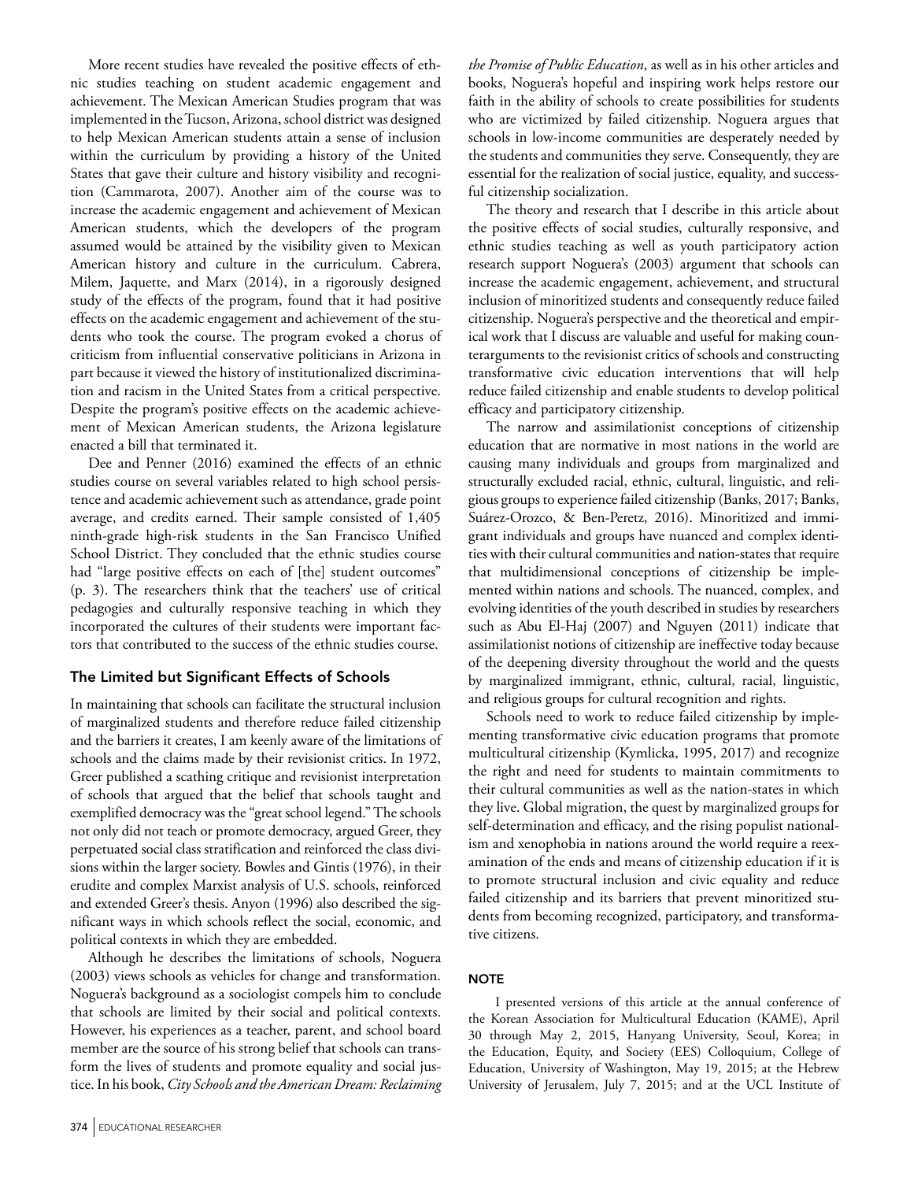More recent studies have revealed the positive effects of ethnic studies teaching on student academic engagement and achievement. The Mexican American Studies program that was implemented in the Tucson, Arizona, school district was designed to help Mexican American students attain a sense of inclusion within the curriculum by providing a history of the United States that gave their culture and history visibility and recognition (Cammarota, 2007). Another aim of the course was to increase the academic engagement and achievement of Mexican American students, which the developers of the program assumed would be attained by the visibility given to Mexican American history and culture in the curriculum. Cabrera, Milem, Jaquette, and Marx (2014), in a rigorously designed study of the effects of the program, found that it had positive effects on the academic engagement and achievement of the students who took the course. The program evoked a chorus of criticism from influential conservative politicians in Arizona in part because it viewed the history of institutionalized discrimination and racism in the United States from a critical perspective. Despite the program's positive effects on the academic achievement of Mexican American students, the Arizona legislature enacted a bill that terminated it.

Dee and Penner (2016) examined the effects of an ethnic studies course on several variables related to high school persistence and academic achievement such as attendance, grade point average, and credits earned. Their sample consisted of 1,405 ninth-grade high-risk students in the San Francisco Unified School District. They concluded that the ethnic studies course had "large positive effects on each of [the] student outcomes" (p. 3). The researchers think that the teachers' use of critical pedagogies and culturally responsive teaching in which they incorporated the cultures of their students were important factors that contributed to the success of the ethnic studies course.

## The Limited but Significant Effects of Schools

In maintaining that schools can facilitate the structural inclusion of marginalized students and therefore reduce failed citizenship and the barriers it creates, I am keenly aware of the limitations of schools and the claims made by their revisionist critics. In 1972, Greer published a scathing critique and revisionist interpretation of schools that argued that the belief that schools taught and exemplified democracy was the "great school legend." The schools not only did not teach or promote democracy, argued Greer, they perpetuated social class stratification and reinforced the class divisions within the larger society. Bowles and Gintis (1976), in their erudite and complex Marxist analysis of U.S. schools, reinforced and extended Greer's thesis. Anyon (1996) also described the significant ways in which schools reflect the social, economic, and political contexts in which they are embedded.

Although he describes the limitations of schools, Noguera (2003) views schools as vehicles for change and transformation. Noguera's background as a sociologist compels him to conclude that schools are limited by their social and political contexts. However, his experiences as a teacher, parent, and school board member are the source of his strong belief that schools can transform the lives of students and promote equality and social justice. In his book, *City Schools and the American Dream: Reclaiming the Promise of Public Education*, as well as in his other articles and books, Noguera's hopeful and inspiring work helps restore our faith in the ability of schools to create possibilities for students who are victimized by failed citizenship. Noguera argues that schools in low-income communities are desperately needed by the students and communities they serve. Consequently, they are essential for the realization of social justice, equality, and successful citizenship socialization.

The theory and research that I describe in this article about the positive effects of social studies, culturally responsive, and ethnic studies teaching as well as youth participatory action research support Noguera's (2003) argument that schools can increase the academic engagement, achievement, and structural inclusion of minoritized students and consequently reduce failed citizenship. Noguera's perspective and the theoretical and empirical work that I discuss are valuable and useful for making counterarguments to the revisionist critics of schools and constructing transformative civic education interventions that will help reduce failed citizenship and enable students to develop political efficacy and participatory citizenship.

The narrow and assimilationist conceptions of citizenship education that are normative in most nations in the world are causing many individuals and groups from marginalized and structurally excluded racial, ethnic, cultural, linguistic, and religious groups to experience failed citizenship (Banks, 2017; Banks, Suárez-Orozco, & Ben-Peretz, 2016). Minoritized and immigrant individuals and groups have nuanced and complex identities with their cultural communities and nation-states that require that multidimensional conceptions of citizenship be implemented within nations and schools. The nuanced, complex, and evolving identities of the youth described in studies by researchers such as Abu El-Haj (2007) and Nguyen (2011) indicate that assimilationist notions of citizenship are ineffective today because of the deepening diversity throughout the world and the quests by marginalized immigrant, ethnic, cultural, racial, linguistic, and religious groups for cultural recognition and rights.

Schools need to work to reduce failed citizenship by implementing transformative civic education programs that promote multicultural citizenship (Kymlicka, 1995, 2017) and recognize the right and need for students to maintain commitments to their cultural communities as well as the nation-states in which they live. Global migration, the quest by marginalized groups for self-determination and efficacy, and the rising populist nationalism and xenophobia in nations around the world require a reexamination of the ends and means of citizenship education if it is to promote structural inclusion and civic equality and reduce failed citizenship and its barriers that prevent minoritized students from becoming recognized, participatory, and transformative citizens.

### NOTE

I presented versions of this article at the annual conference of the Korean Association for Multicultural Education (KAME), April 30 through May 2, 2015, Hanyang University, Seoul, Korea; in the Education, Equity, and Society (EES) Colloquium, College of Education, University of Washington, May 19, 2015; at the Hebrew University of Jerusalem, July 7, 2015; and at the UCL Institute of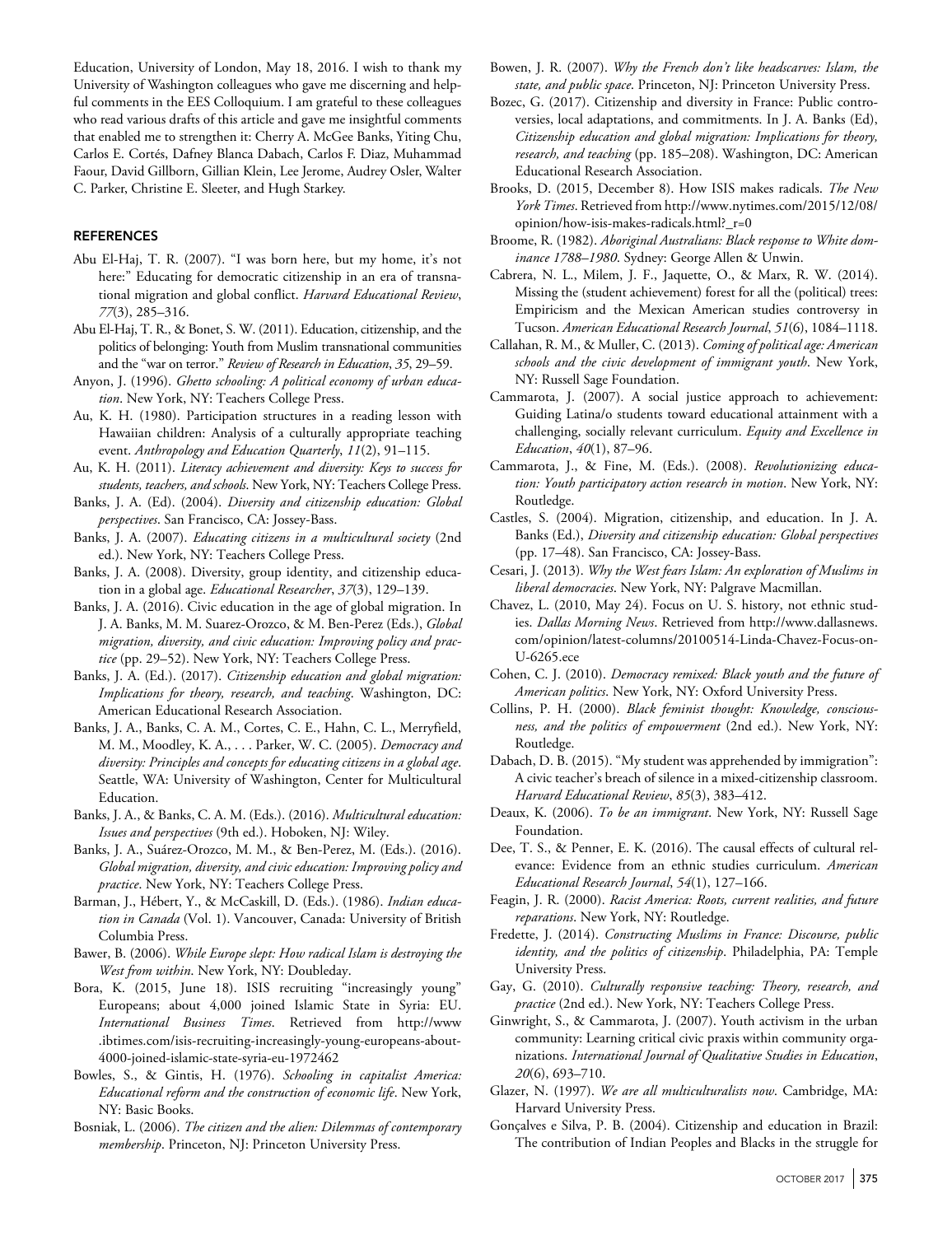Education, University of London, May 18, 2016. I wish to thank my University of Washington colleagues who gave me discerning and helpful comments in the EES Colloquium. I am grateful to these colleagues who read various drafts of this article and gave me insightful comments that enabled me to strengthen it: Cherry A. McGee Banks, Yiting Chu, Carlos E. Cortés, Dafney Blanca Dabach, Carlos F. Diaz, Muhammad Faour, David Gillborn, Gillian Klein, Lee Jerome, Audrey Osler, Walter C. Parker, Christine E. Sleeter, and Hugh Starkey.

## REFERENCES

Abu El-Haj, T. R. (2007). "I was born here, but my home, it's not here:" Educating for democratic citizenship in an era of transnational migration and global conflict. *Harvard Educational Review*, *77*(3), 285–316.

Abu El-Haj, T. R., & Bonet, S. W. (2011). Education, citizenship, and the politics of belonging: Youth from Muslim transnational communities and the "war on terror." *Review of Research in Education*, *35*, 29–59.

Anyon, J. (1996). *Ghetto schooling: A political economy of urban education*. New York, NY: Teachers College Press.

Au, K. H. (1980). Participation structures in a reading lesson with Hawaiian children: Analysis of a culturally appropriate teaching event. *Anthropology and Education Quarterly*, *11*(2), 91–115.

Au, K. H. (2011). *Literacy achievement and diversity: Keys to success for students, teachers, and schools*. New York, NY: Teachers College Press.

Banks, J. A. (Ed). (2004). *Diversity and citizenship education: Global perspectives*. San Francisco, CA: Jossey-Bass.

Banks, J. A. (2007). *Educating citizens in a multicultural society* (2nd ed.). New York, NY: Teachers College Press.

Banks, J. A. (2008). Diversity, group identity, and citizenship education in a global age. *Educational Researcher*, *37*(3), 129–139.

Banks, J. A. (2016). Civic education in the age of global migration. In J. A. Banks, M. M. Suarez-Orozco, & M. Ben-Perez (Eds.), *Global migration, diversity, and civic education: Improving policy and practice* (pp. 29–52). New York, NY: Teachers College Press.

Banks, J. A. (Ed.). (2017). *Citizenship education and global migration: Implications for theory, research, and teaching*. Washington, DC: American Educational Research Association.

Banks, J. A., Banks, C. A. M., Cortes, C. E., Hahn, C. L., Merryfield, M. M., Moodley, K. A., . . . Parker, W. C. (2005). *Democracy and diversity: Principles and concepts for educating citizens in a global age*. Seattle, WA: University of Washington, Center for Multicultural Education.

Banks, J. A., & Banks, C. A. M. (Eds.). (2016). *Multicultural education: Issues and perspectives* (9th ed.). Hoboken, NJ: Wiley.

Banks, J. A., Suárez-Orozco, M. M., & Ben-Perez, M. (Eds.). (2016). *Global migration, diversity, and civic education: Improving policy and practice*. New York, NY: Teachers College Press.

Barman, J., Hébert, Y., & McCaskill, D. (Eds.). (1986). *Indian education in Canada* (Vol. 1). Vancouver, Canada: University of British Columbia Press.

Bawer, B. (2006). *While Europe slept: How radical Islam is destroying the West from within*. New York, NY: Doubleday.

Bora, K. (2015, June 18). ISIS recruiting "increasingly young" Europeans; about 4,000 joined Islamic State in Syria: EU. *International Business Times*. Retrieved from http://www.ibtimes.com/isis-recruiting-increasingly-young-europeans-about-4000-joined-islamic-state-syria-eu-1972462

Bowles, S., & Gintis, H. (1976). *Schooling in capitalist America: Educational reform and the construction of economic life*. New York, NY: Basic Books.

Bosniak, L. (2006). *The citizen and the alien: Dilemmas of contemporary membership*. Princeton, NJ: Princeton University Press.

Bowen, J. R. (2007). *Why the French don't like headscarves: Islam, the state, and public space*. Princeton, NJ: Princeton University Press.

Bozec, G. (2017). Citizenship and diversity in France: Public controversies, local adaptations, and commitments. In J. A. Banks (Ed), *Citizenship education and global migration: Implications for theory, research, and teaching* (pp. 185–208). Washington, DC: American Educational Research Association.

Brooks, D. (2015, December 8). How ISIS makes radicals. *The New York Times*. Retrieved from http://www.nytimes.com/2015/12/08/opinion/how-isis-makes-radicals.html?_r=0

Broome, R. (1982). *Aboriginal Australians: Black response to White dominance 1788–1980*. Sydney: George Allen & Unwin.

Cabrera, N. L., Milem, J. F., Jaquette, O., & Marx, R. W. (2014). Missing the (student achievement) forest for all the (political) trees: Empiricism and the Mexican American studies controversy in Tucson. *American Educational Research Journal*, *51*(6), 1084–1118.

Callahan, R. M., & Muller, C. (2013). *Coming of political age: American schools and the civic development of immigrant youth*. New York, NY: Russell Sage Foundation.

Cammarota, J. (2007). A social justice approach to achievement: Guiding Latina/o students toward educational attainment with a challenging, socially relevant curriculum. *Equity and Excellence in Education*, *40*(1), 87–96.

Cammarota, J., & Fine, M. (Eds.). (2008). *Revolutionizing education: Youth participatory action research in motion*. New York, NY: Routledge.

Castles, S. (2004). Migration, citizenship, and education. In J. A. Banks (Ed.), *Diversity and citizenship education: Global perspectives* (pp. 17–48). San Francisco, CA: Jossey-Bass.

Cesari, J. (2013). *Why the West fears Islam: An exploration of Muslims in liberal democracies*. New York, NY: Palgrave Macmillan.

Chavez, L. (2010, May 24). Focus on U. S. history, not ethnic studies. *Dallas Morning News*. Retrieved from http://www.dallasnews.com/opinion/latest-columns/20100514-Linda-Chavez-Focus-on-U-6265.ece

Cohen, C. J. (2010). *Democracy remixed: Black youth and the future of American politics*. New York, NY: Oxford University Press.

Collins, P. H. (2000). *Black feminist thought: Knowledge, consciousness, and the politics of empowerment* (2nd ed.). New York, NY: Routledge.

Dabach, D. B. (2015). "My student was apprehended by immigration": A civic teacher's breach of silence in a mixed-citizenship classroom. *Harvard Educational Review*, *85*(3), 383–412.

Deaux, K. (2006). *To be an immigrant*. New York, NY: Russell Sage Foundation.

Dee, T. S., & Penner, E. K. (2016). The causal effects of cultural relevance: Evidence from an ethnic studies curriculum. *American Educational Research Journal*, *54*(1), 127–166.

Feagin, J. R. (2000). *Racist America: Roots, current realities, and future reparations*. New York, NY: Routledge.

Fredette, J. (2014). *Constructing Muslims in France: Discourse, public identity, and the politics of citizenship*. Philadelphia, PA: Temple University Press.

Gay, G. (2010). *Culturally responsive teaching: Theory, research, and practice* (2nd ed.). New York, NY: Teachers College Press.

Ginwright, S., & Cammarota, J. (2007). Youth activism in the urban community: Learning critical civic praxis within community organizations. *International Journal of Qualitative Studies in Education*, *20*(6), 693–710.

Glazer, N. (1997). *We are all multiculturalists now*. Cambridge, MA: Harvard University Press.

Gonçalves e Silva, P. B. (2004). Citizenship and education in Brazil: The contribution of Indian Peoples and Blacks in the struggle for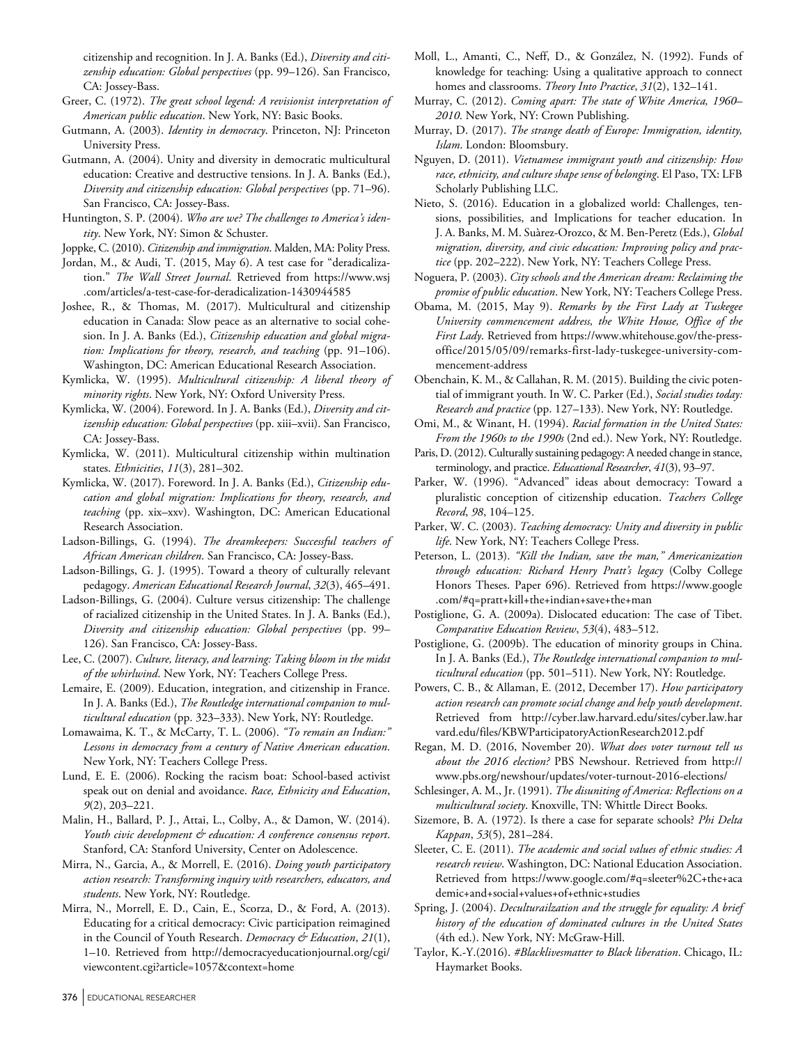citizenship and recognition. In J. A. Banks (Ed.), *Diversity and citizenship education: Global perspectives* (pp. 99–126). San Francisco, CA: Jossey-Bass.

Greer, C. (1972). *The great school legend: A revisionist interpretation of American public education*. New York, NY: Basic Books.

Gutmann, A. (2003). *Identity in democracy*. Princeton, NJ: Princeton University Press.

Gutmann, A. (2004). Unity and diversity in democratic multicultural education: Creative and destructive tensions. In J. A. Banks (Ed.), *Diversity and citizenship education: Global perspectives* (pp. 71–96). San Francisco, CA: Jossey-Bass.

Huntington, S. P. (2004). *Who are we? The challenges to America's identity*. New York, NY: Simon & Schuster.

Joppke, C. (2010). *Citizenship and immigration*. Malden, MA: Polity Press.

Jordan, M., & Audi, T. (2015, May 6). A test case for "deradicalization." *The Wall Street Journal*. Retrieved from https://www.wsj.com/articles/a-test-case-for-deradicalization-1430944585

Joshee, R., & Thomas, M. (2017). Multicultural and citizenship education in Canada: Slow peace as an alternative to social cohesion. In J. A. Banks (Ed.), *Citizenship education and global migration: Implications for theory, research, and teaching* (pp. 91–106). Washington, DC: American Educational Research Association.

Kymlicka, W. (1995). *Multicultural citizenship: A liberal theory of minority rights*. New York, NY: Oxford University Press.

Kymlicka, W. (2004). Foreword. In J. A. Banks (Ed.), *Diversity and citizenship education: Global perspectives* (pp. xiii–xvii). San Francisco, CA: Jossey-Bass.

Kymlicka, W. (2011). Multicultural citizenship within multination states. *Ethnicities*, *11*(3), 281–302.

Kymlicka, W. (2017). Foreword. In J. A. Banks (Ed.), *Citizenship education and global migration: Implications for theory, research, and teaching* (pp. xix–xxv). Washington, DC: American Educational Research Association.

Ladson-Billings, G. (1994). *The dreamkeepers: Successful teachers of African American children*. San Francisco, CA: Jossey-Bass.

Ladson-Billings, G. J. (1995). Toward a theory of culturally relevant pedagogy. *American Educational Research Journal*, *32*(3), 465–491.

Ladson-Billings, G. (2004). Culture versus citizenship: The challenge of racialized citizenship in the United States. In J. A. Banks (Ed.), *Diversity and citizenship education: Global perspectives* (pp. 99–126). San Francisco, CA: Jossey-Bass.

Lee, C. (2007). *Culture, literacy, and learning: Taking bloom in the midst of the whirlwind*. New York, NY: Teachers College Press.

Lemaire, E. (2009). Education, integration, and citizenship in France. In J. A. Banks (Ed.), *The Routledge international companion to multicultural education* (pp. 323–333). New York, NY: Routledge.

Lomawaima, K. T., & McCarty, T. L. (2006). *"To remain an Indian:" Lessons in democracy from a century of Native American education*. New York, NY: Teachers College Press.

Lund, E. E. (2006). Rocking the racism boat: School-based activist speak out on denial and avoidance. *Race, Ethnicity and Education*, *9*(2), 203–221.

Malin, H., Ballard, P. J., Attai, L., Colby, A., & Damon, W. (2014). *Youth civic development & education: A conference consensus report*. Stanford, CA: Stanford University, Center on Adolescence.

Mirra, N., Garcia, A., & Morrell, E. (2016). *Doing youth participatory action research: Transforming inquiry with researchers, educators, and students*. New York, NY: Routledge.

Mirra, N., Morrell, E. D., Cain, E., Scorza, D., & Ford, A. (2013). Educating for a critical democracy: Civic participation reimagined in the Council of Youth Research. *Democracy & Education*, *21*(1), 1–10. Retrieved from http://democracyeducationjournal.org/cgi/viewcontent.cgi?article=1057&context=home

Moll, L., Amanti, C., Neff, D., & González, N. (1992). Funds of knowledge for teaching: Using a qualitative approach to connect homes and classrooms. *Theory Into Practice*, *31*(2), 132–141.

Murray, C. (2012). *Coming apart: The state of White America, 1960–2010*. New York, NY: Crown Publishing.

Murray, D. (2017). *The strange death of Europe: Immigration, identity, Islam*. London: Bloomsbury.

Nguyen, D. (2011). *Vietnamese immigrant youth and citizenship: How race, ethnicity, and culture shape sense of belonging*. El Paso, TX: LFB Scholarly Publishing LLC.

Nieto, S. (2016). Education in a globalized world: Challenges, tensions, possibilities, and Implications for teacher education. In J. A. Banks, M. M. Suàrez-Orozco, & M. Ben-Peretz (Eds.), *Global migration, diversity, and civic education: Improving policy and practice* (pp. 202–222). New York, NY: Teachers College Press.

Noguera, P. (2003). *City schools and the American dream: Reclaiming the promise of public education*. New York, NY: Teachers College Press.

Obama, M. (2015, May 9). *Remarks by the First Lady at Tuskegee University commencement address, the White House, Office of the First Lady*. Retrieved from https://www.whitehouse.gov/the-press-office/2015/05/09/remarks-first-lady-tuskegee-university-commencement-address

Obenchain, K. M., & Callahan, R. M. (2015). Building the civic potential of immigrant youth. In W. C. Parker (Ed.), *Social studies today: Research and practice* (pp. 127–133). New York, NY: Routledge.

Omi, M., & Winant, H. (1994). *Racial formation in the United States: From the 1960s to the 1990s* (2nd ed.). New York, NY: Routledge.

Paris, D. (2012). Culturally sustaining pedagogy: A needed change in stance, terminology, and practice. *Educational Researcher*, *41*(3), 93–97.

Parker, W. (1996). "Advanced" ideas about democracy: Toward a pluralistic conception of citizenship education. *Teachers College Record*, *98*, 104–125.

Parker, W. C. (2003). *Teaching democracy: Unity and diversity in public life*. New York, NY: Teachers College Press.

Peterson, L. (2013). *"Kill the Indian, save the man," Americanization through education: Richard Henry Pratt's legacy* (Colby College Honors Theses. Paper 696). Retrieved from https://www.google.com/#q=pratt+kill+the+indian+save+the+man

Postiglione, G. A. (2009a). Dislocated education: The case of Tibet. *Comparative Education Review*, *53*(4), 483–512.

Postiglione, G. (2009b). The education of minority groups in China. In J. A. Banks (Ed.), *The Routledge international companion to multicultural education* (pp. 501–511). New York, NY: Routledge.

Powers, C. B., & Allaman, E. (2012, December 17). *How participatory action research can promote social change and help youth development*. Retrieved from http://cyber.law.harvard.edu/sites/cyber.law.harvard.edu/files/KBWParticipatoryActionResearch2012.pdf

Regan, M. D. (2016, November 20). *What does voter turnout tell us about the 2016 election?* PBS Newshour. Retrieved from http://www.pbs.org/newshour/updates/voter-turnout-2016-elections/

Schlesinger, A. M., Jr. (1991). *The disuniting of America: Reflections on a multicultural society*. Knoxville, TN: Whittle Direct Books.

Sizemore, B. A. (1972). Is there a case for separate schools? *Phi Delta Kappan*, *53*(5), 281–284.

Sleeter, C. E. (2011). *The academic and social values of ethnic studies: A research review*. Washington, DC: National Education Association. Retrieved from https://www.google.com/#q=sleeter%2C+the+academic+and+social+values+of+ethnic+studies

Spring, J. (2004). *Deculturailzation and the struggle for equality: A brief history of the education of dominated cultures in the United States* (4th ed.). New York, NY: McGraw-Hill.

Taylor, K.-Y.(2016). *#Blacklivesmatter to Black liberation*. Chicago, IL: Haymarket Books.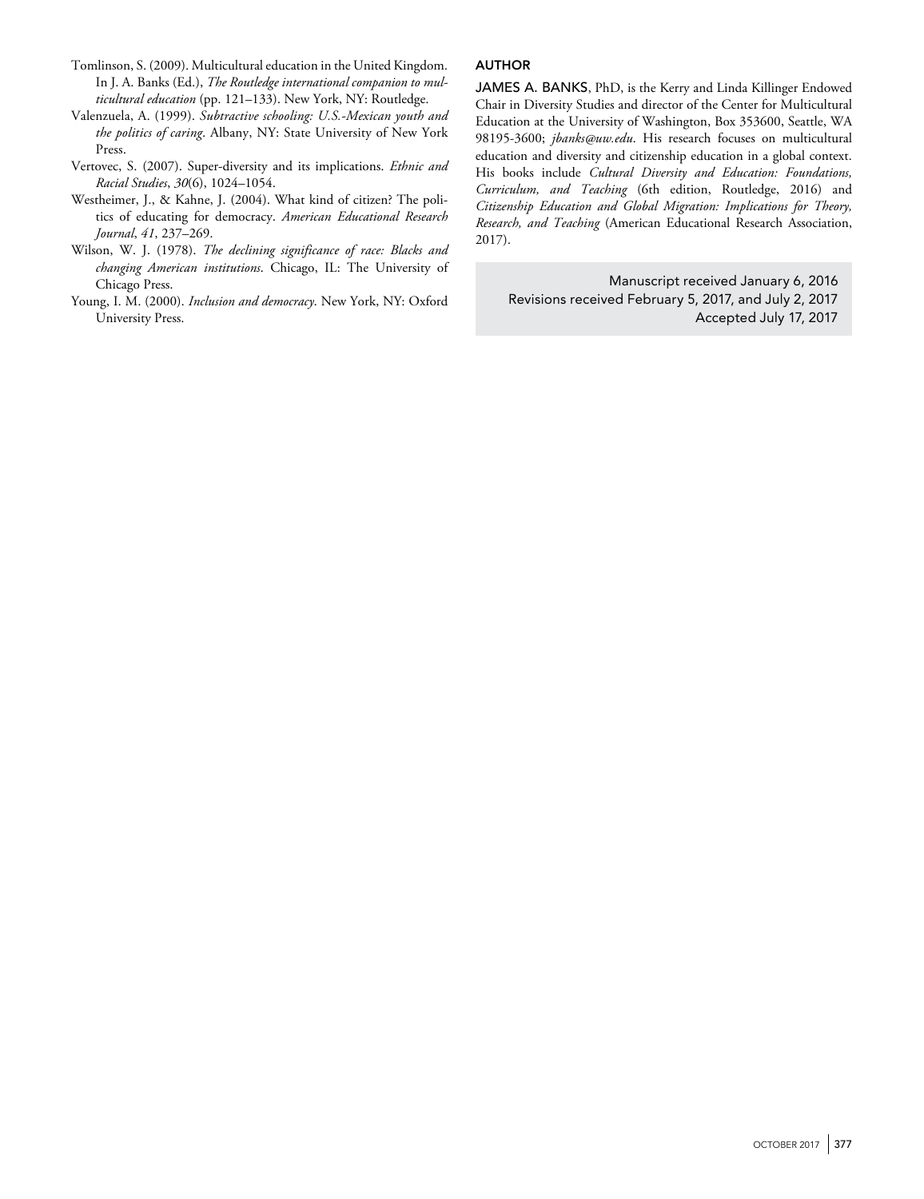Tomlinson, S. (2009). Multicultural education in the United Kingdom. In J. A. Banks (Ed.), *The Routledge international companion to multicultural education* (pp. 121–133). New York, NY: Routledge.

Valenzuela, A. (1999). *Subtractive schooling: U.S.-Mexican youth and the politics of caring*. Albany, NY: State University of New York Press.

Vertovec, S. (2007). Super-diversity and its implications. *Ethnic and Racial Studies*, *30*(6), 1024–1054.

Westheimer, J., & Kahne, J. (2004). What kind of citizen? The politics of educating for democracy. *American Educational Research Journal*, *41*, 237–269.

Wilson, W. J. (1978). *The declining significance of race: Blacks and changing American institutions*. Chicago, IL: The University of Chicago Press.

Young, I. M. (2000). *Inclusion and democracy*. New York, NY: Oxford University Press.

## AUTHOR

JAMES A. BANKS, PhD, is the Kerry and Linda Killinger Endowed Chair in Diversity Studies and director of the Center for Multicultural Education at the University of Washington, Box 353600, Seattle, WA 98195-3600; *jbanks@uw.edu*. His research focuses on multicultural education and diversity and citizenship education in a global context. His books include *Cultural Diversity and Education: Foundations, Curriculum, and Teaching* (6th edition, Routledge, 2016) and *Citizenship Education and Global Migration: Implications for Theory, Research, and Teaching* (American Educational Research Association, 2017).

Manuscript received January 6, 2016
Revisions received February 5, 2017, and July 2, 2017
Accepted July 17, 2017